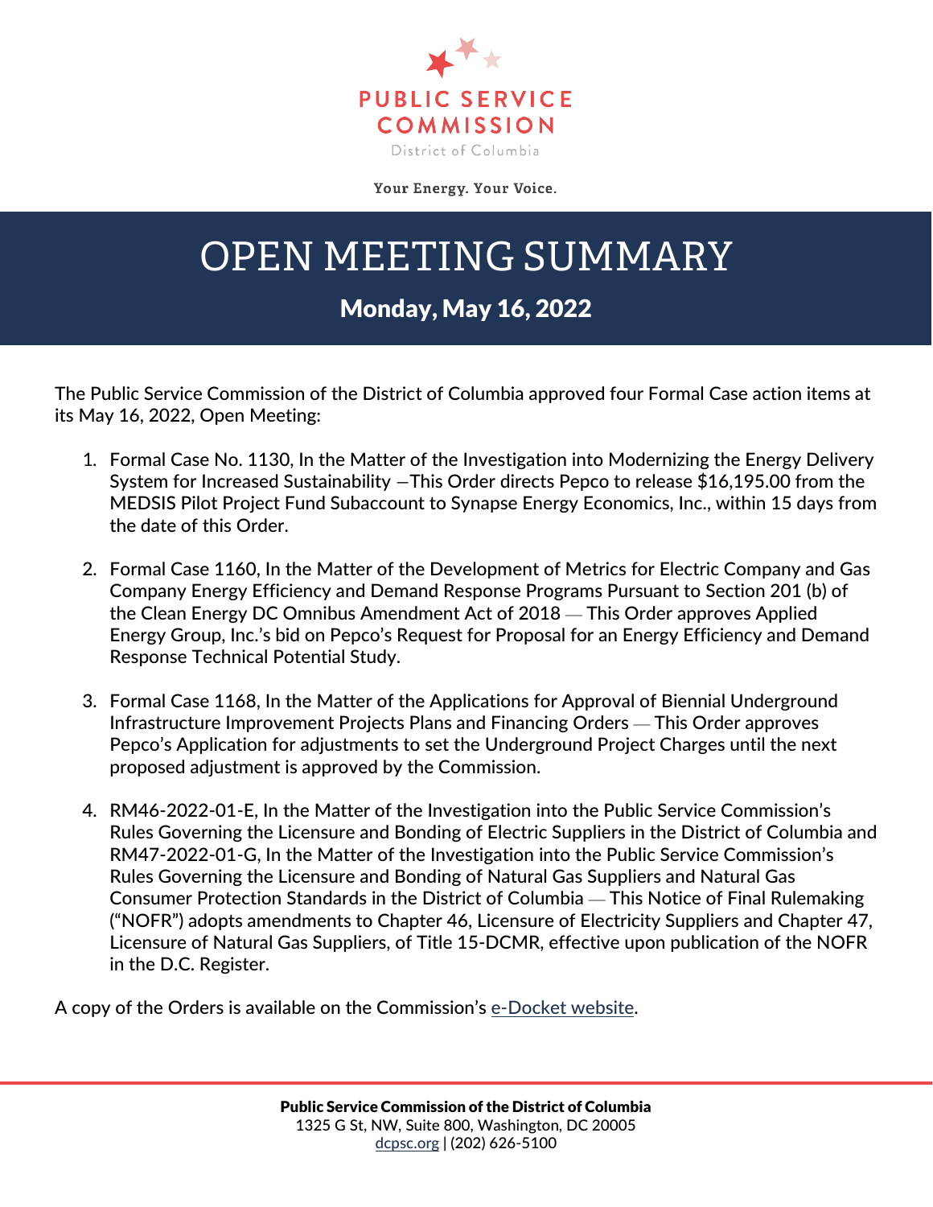PUBLIC SERVICE COMMISSION

District of Columbia

Your Energy. Your Voice.

# OPEN MEETING SUMMARY

## Monday, May 16, 2022

The Public Service Commission of the District of Columbia approved four Formal Case action items at its May 16, 2022, Open Meeting:

1. Formal Case No. 1130, In the Matter of the Investigation into Modernizing the Energy Delivery System for Increased Sustainability –This Order directs Pepco to release $16,195.00 from the MEDSIS Pilot Project Fund Subaccount to Synapse Energy Economics, Inc., within 15 days from the date of this Order.

2. Formal Case 1160, In the Matter of the Development of Metrics for Electric Company and Gas Company Energy Efficiency and Demand Response Programs Pursuant to Section 201 (b) of the Clean Energy DC Omnibus Amendment Act of 2018 — This Order approves Applied Energy Group, Inc.'s bid on Pepco's Request for Proposal for an Energy Efficiency and Demand Response Technical Potential Study.

3. Formal Case 1168, In the Matter of the Applications for Approval of Biennial Underground Infrastructure Improvement Projects Plans and Financing Orders — This Order approves Pepco's Application for adjustments to set the Underground Project Charges until the next proposed adjustment is approved by the Commission.

4. RM46-2022-01-E, In the Matter of the Investigation into the Public Service Commission's Rules Governing the Licensure and Bonding of Electric Suppliers in the District of Columbia and RM47-2022-01-G, In the Matter of the Investigation into the Public Service Commission's Rules Governing the Licensure and Bonding of Natural Gas Suppliers and Natural Gas Consumer Protection Standards in the District of Columbia — This Notice of Final Rulemaking ("NOFR") adopts amendments to Chapter 46, Licensure of Electricity Suppliers and Chapter 47, Licensure of Natural Gas Suppliers, of Title 15-DCMR, effective upon publication of the NOFR in the D.C. Register.

A copy of the Orders is available on the Commission's e-Docket website.

**Public Service Commission of the District of Columbia**
1325 G St, NW, Suite 800, Washington, DC 20005
dcpsc.org | (202) 626-5100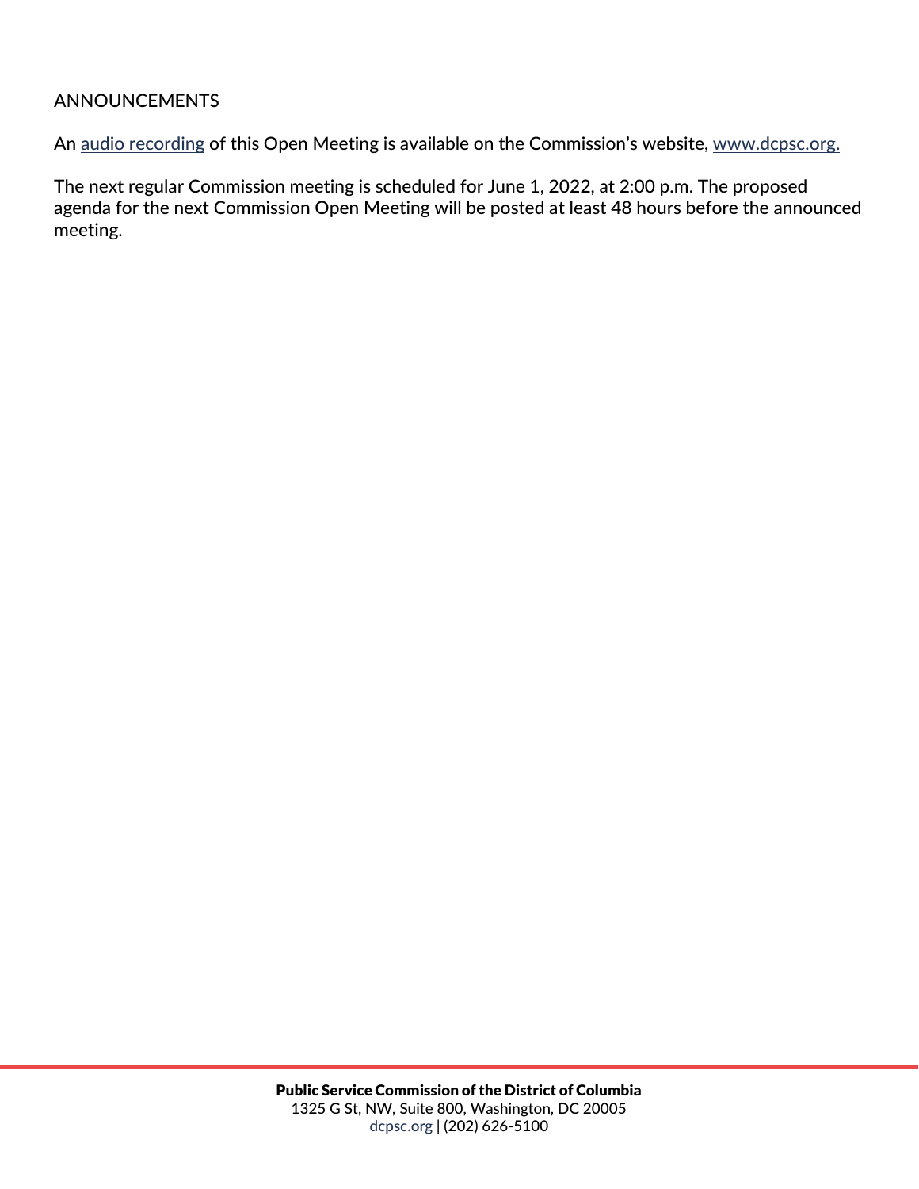ANNOUNCEMENTS

An audio recording of this Open Meeting is available on the Commission's website, www.dcpsc.org.

The next regular Commission meeting is scheduled for June 1, 2022, at 2:00 p.m. The proposed agenda for the next Commission Open Meeting will be posted at least 48 hours before the announced meeting.